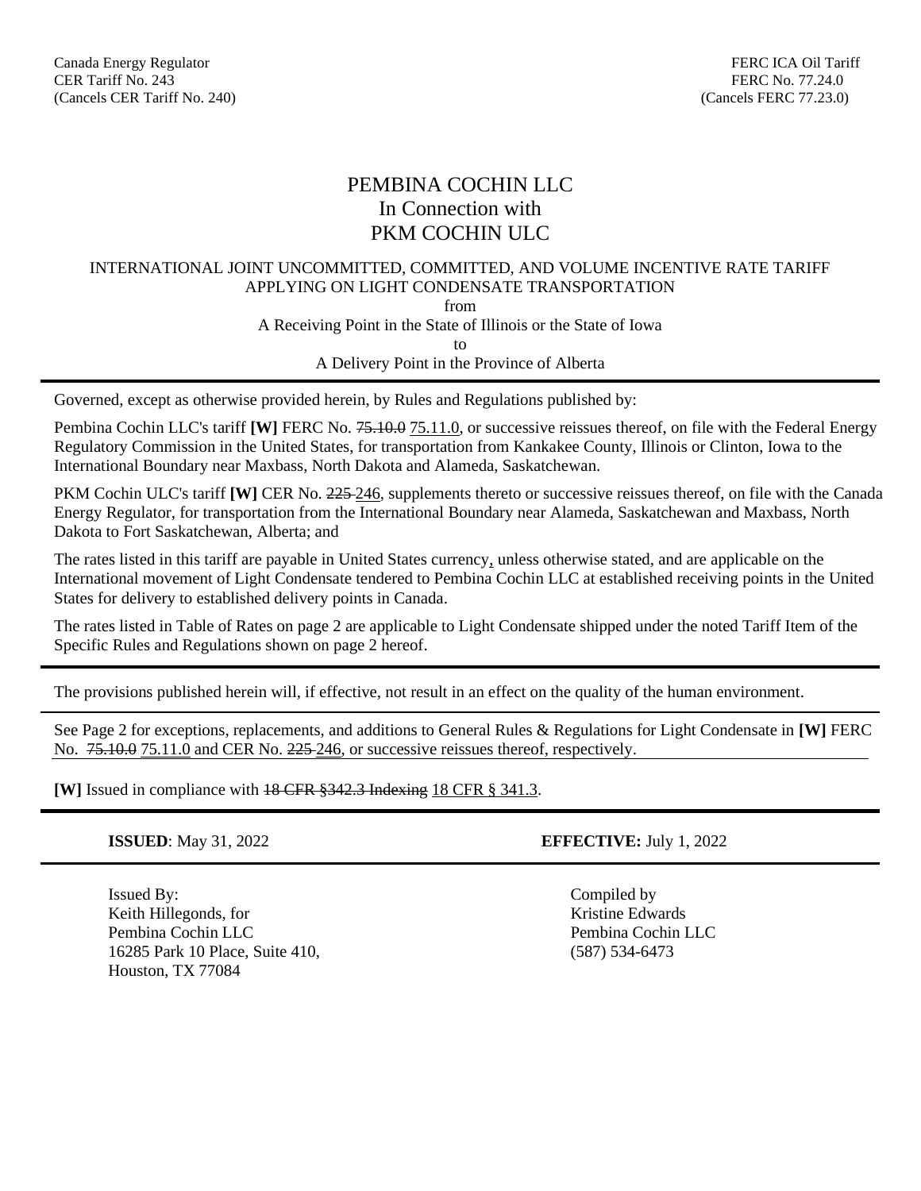Canada Energy Regulator
CER Tariff No. 243
(Cancels CER Tariff No. 240)

FERC ICA Oil Tariff
FERC No. 77.24.0
(Cancels FERC 77.23.0)

# PEMBINA COCHIN LLC
## In Connection with
## PKM COCHIN ULC

INTERNATIONAL JOINT UNCOMMITTED, COMMITTED, AND VOLUME INCENTIVE RATE TARIFF
APPLYING ON LIGHT CONDENSATE TRANSPORTATION
from
A Receiving Point in the State of Illinois or the State of Iowa
to
A Delivery Point in the Province of Alberta

---

Governed, except as otherwise provided herein, by Rules and Regulations published by:

Pembina Cochin LLC's tariff **[W]** FERC No. ~~75.10.0~~ 75.11.0, or successive reissues thereof, on file with the Federal Energy Regulatory Commission in the United States, for transportation from Kankakee County, Illinois or Clinton, Iowa to the International Boundary near Maxbass, North Dakota and Alameda, Saskatchewan.

PKM Cochin ULC's tariff **[W]** CER No. ~~225~~ 246, supplements thereto or successive reissues thereof, on file with the Canada Energy Regulator, for transportation from the International Boundary near Alameda, Saskatchewan and Maxbass, North Dakota to Fort Saskatchewan, Alberta; and

The rates listed in this tariff are payable in United States currency, unless otherwise stated, and are applicable on the International movement of Light Condensate tendered to Pembina Cochin LLC at established receiving points in the United States for delivery to established delivery points in Canada.

The rates listed in Table of Rates on page 2 are applicable to Light Condensate shipped under the noted Tariff Item of the Specific Rules and Regulations shown on page 2 hereof.

---

The provisions published herein will, if effective, not result in an effect on the quality of the human environment.

---

See Page 2 for exceptions, replacements, and additions to General Rules & Regulations for Light Condensate in **[W]** FERC No. ~~75.10.0~~ 75.11.0 and CER No. ~~225~~ 246, or successive reissues thereof, respectively.

**[W]** Issued in compliance with ~~18 CFR §342.3 Indexing~~ 18 CFR § 341.3.

---

**ISSUED**: May 31, 2022

**EFFECTIVE:** July 1, 2022

---

Issued By:
Keith Hillegonds, for
Pembina Cochin LLC
16285 Park 10 Place, Suite 410,
Houston, TX 77084

Compiled by
Kristine Edwards
Pembina Cochin LLC
(587) 534-6473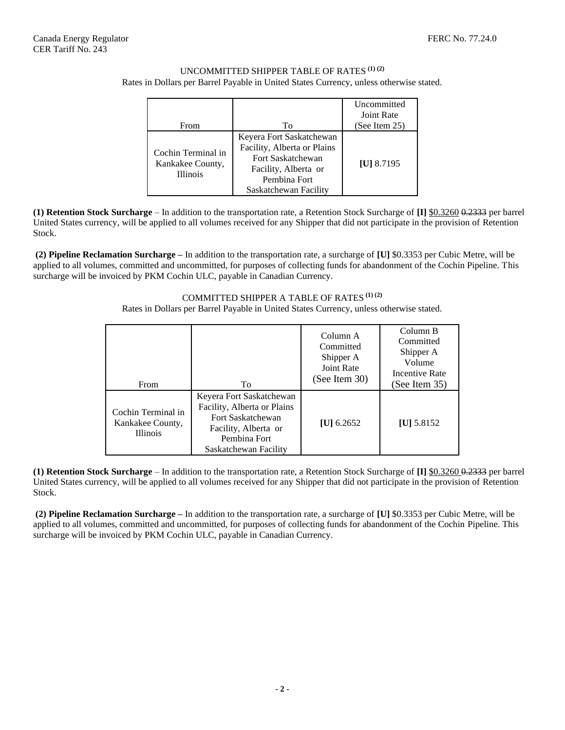UNCOMMITTED SHIPPER TABLE OF RATES (1) (2)

Rates in Dollars per Barrel Payable in United States Currency, unless otherwise stated.

| From | To | Uncommitted Joint Rate (See Item 25) |
|---|---|---|
| Cochin Terminal in Kankakee County, Illinois | Keyera Fort Saskatchewan Facility, Alberta or Plains Fort Saskatchewan Facility, Alberta or Pembina Fort Saskatchewan Facility | **[U]** 8.7195 |

**(1) Retention Stock Surcharge** – In addition to the transportation rate, a Retention Stock Surcharge of **[I]** $0.3260 ~~0.2333~~ per barrel United States currency, will be applied to all volumes received for any Shipper that did not participate in the provision of Retention Stock.

**(2) Pipeline Reclamation Surcharge –** In addition to the transportation rate, a surcharge of **[U]** $0.3353 per Cubic Metre, will be applied to all volumes, committed and uncommitted, for purposes of collecting funds for abandonment of the Cochin Pipeline. This surcharge will be invoiced by PKM Cochin ULC, payable in Canadian Currency.

COMMITTED SHIPPER A TABLE OF RATES (1) (2)

Rates in Dollars per Barrel Payable in United States Currency, unless otherwise stated.

| From | To | Column A Committed Shipper A Joint Rate (See Item 30) | Column B Committed Shipper A Volume Incentive Rate (See Item 35) |
|---|---|---|---|
| Cochin Terminal in Kankakee County, Illinois | Keyera Fort Saskatchewan Facility, Alberta or Plains Fort Saskatchewan Facility, Alberta or Pembina Fort Saskatchewan Facility | **[U]** 6.2652 | **[U]** 5.8152 |

**(1) Retention Stock Surcharge** – In addition to the transportation rate, a Retention Stock Surcharge of **[I]** $0.3260 ~~0.2333~~ per barrel United States currency, will be applied to all volumes received for any Shipper that did not participate in the provision of Retention Stock.

**(2) Pipeline Reclamation Surcharge –** In addition to the transportation rate, a surcharge of **[U]** $0.3353 per Cubic Metre, will be applied to all volumes, committed and uncommitted, for purposes of collecting funds for abandonment of the Cochin Pipeline. This surcharge will be invoiced by PKM Cochin ULC, payable in Canadian Currency.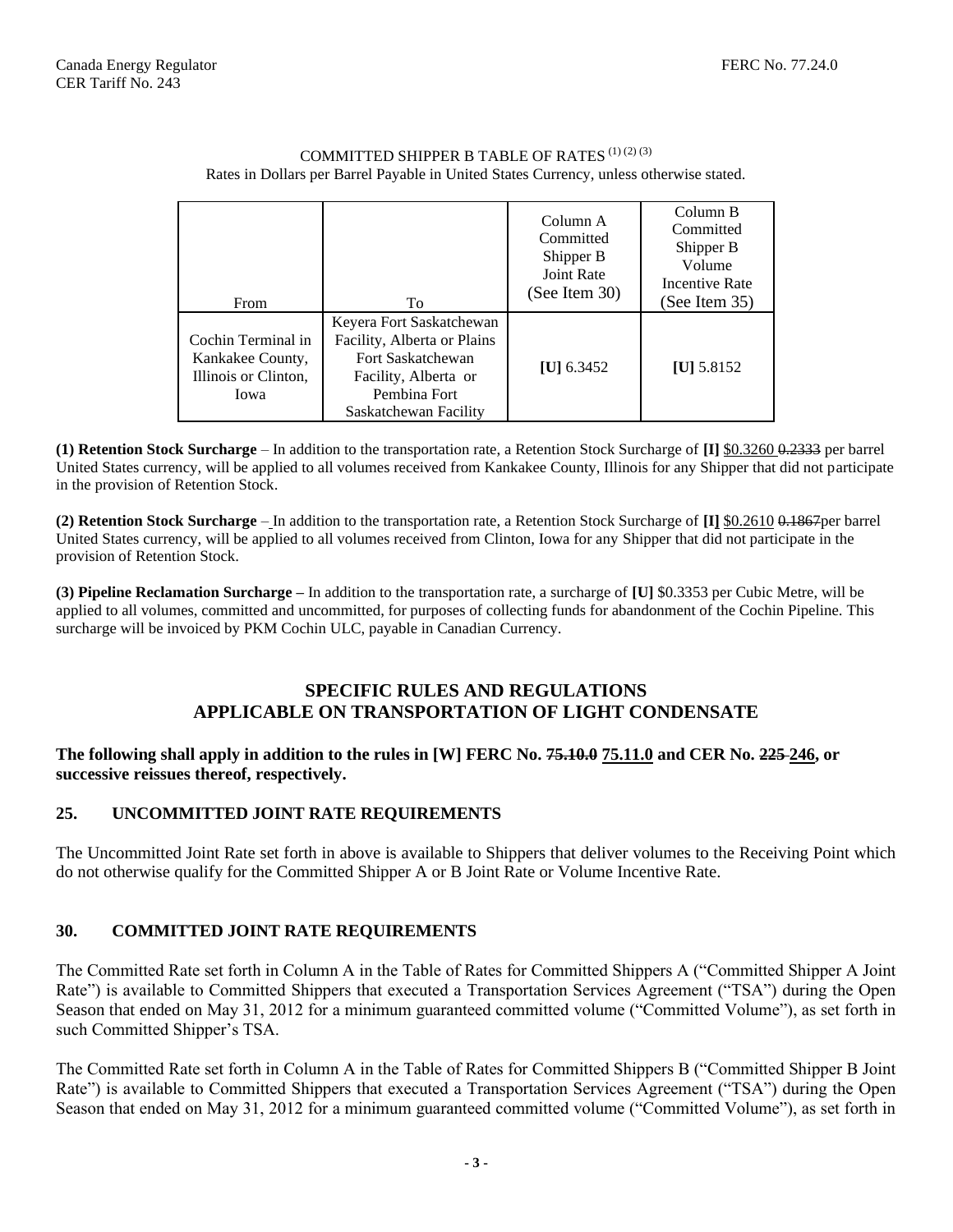COMMITTED SHIPPER B TABLE OF RATES (1) (2) (3)

Rates in Dollars per Barrel Payable in United States Currency, unless otherwise stated.

| From | To | Column A Committed Shipper B Joint Rate (See Item 30) | Column B Committed Shipper B Volume Incentive Rate (See Item 35) |
|---|---|---|---|
| Cochin Terminal in Kankakee County, Illinois or Clinton, Iowa | Keyera Fort Saskatchewan Facility, Alberta or Plains Fort Saskatchewan Facility, Alberta or Pembina Fort Saskatchewan Facility | **[U]** 6.3452 | **[U]** 5.8152 |

**(1) Retention Stock Surcharge** – In addition to the transportation rate, a Retention Stock Surcharge of **[I]** $0.3260 ~~0.2333~~ per barrel United States currency, will be applied to all volumes received from Kankakee County, Illinois for any Shipper that did not participate in the provision of Retention Stock.

**(2) Retention Stock Surcharge** – In addition to the transportation rate, a Retention Stock Surcharge of **[I]** $0.2610 ~~0.1867~~per barrel United States currency, will be applied to all volumes received from Clinton, Iowa for any Shipper that did not participate in the provision of Retention Stock.

**(3) Pipeline Reclamation Surcharge –** In addition to the transportation rate, a surcharge of **[U]** $0.3353 per Cubic Metre, will be applied to all volumes, committed and uncommitted, for purposes of collecting funds for abandonment of the Cochin Pipeline. This surcharge will be invoiced by PKM Cochin ULC, payable in Canadian Currency.

## SPECIFIC RULES AND REGULATIONS APPLICABLE ON TRANSPORTATION OF LIGHT CONDENSATE

**The following shall apply in addition to the rules in [W] FERC No. ~~75.10.0~~ 75.11.0 and CER No. ~~225~~ 246, or successive reissues thereof, respectively.**

### 25. UNCOMMITTED JOINT RATE REQUIREMENTS

The Uncommitted Joint Rate set forth in above is available to Shippers that deliver volumes to the Receiving Point which do not otherwise qualify for the Committed Shipper A or B Joint Rate or Volume Incentive Rate.

### 30. COMMITTED JOINT RATE REQUIREMENTS

The Committed Rate set forth in Column A in the Table of Rates for Committed Shippers A ("Committed Shipper A Joint Rate") is available to Committed Shippers that executed a Transportation Services Agreement ("TSA") during the Open Season that ended on May 31, 2012 for a minimum guaranteed committed volume ("Committed Volume"), as set forth in such Committed Shipper's TSA.

The Committed Rate set forth in Column A in the Table of Rates for Committed Shippers B ("Committed Shipper B Joint Rate") is available to Committed Shippers that executed a Transportation Services Agreement ("TSA") during the Open Season that ended on May 31, 2012 for a minimum guaranteed committed volume ("Committed Volume"), as set forth in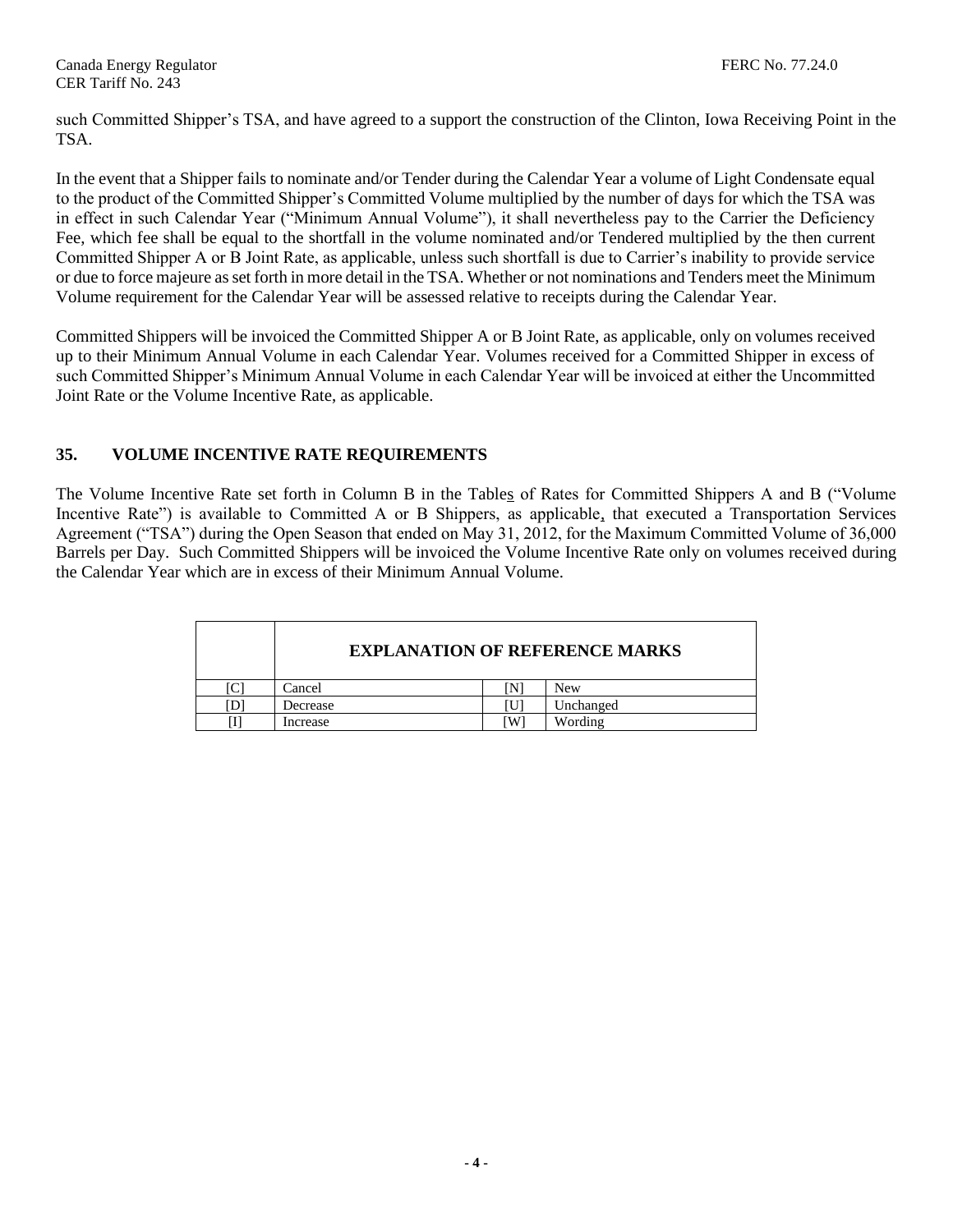such Committed Shipper's TSA, and have agreed to a support the construction of the Clinton, Iowa Receiving Point in the TSA.

In the event that a Shipper fails to nominate and/or Tender during the Calendar Year a volume of Light Condensate equal to the product of the Committed Shipper's Committed Volume multiplied by the number of days for which the TSA was in effect in such Calendar Year ("Minimum Annual Volume"), it shall nevertheless pay to the Carrier the Deficiency Fee, which fee shall be equal to the shortfall in the volume nominated and/or Tendered multiplied by the then current Committed Shipper A or B Joint Rate, as applicable, unless such shortfall is due to Carrier's inability to provide service or due to force majeure as set forth in more detail in the TSA. Whether or not nominations and Tenders meet the Minimum Volume requirement for the Calendar Year will be assessed relative to receipts during the Calendar Year.

Committed Shippers will be invoiced the Committed Shipper A or B Joint Rate, as applicable, only on volumes received up to their Minimum Annual Volume in each Calendar Year. Volumes received for a Committed Shipper in excess of such Committed Shipper's Minimum Annual Volume in each Calendar Year will be invoiced at either the Uncommitted Joint Rate or the Volume Incentive Rate, as applicable.

## 35. VOLUME INCENTIVE RATE REQUIREMENTS

The Volume Incentive Rate set forth in Column B in the Tables of Rates for Committed Shippers A and B ("Volume Incentive Rate") is available to Committed A or B Shippers, as applicable, that executed a Transportation Services Agreement ("TSA") during the Open Season that ended on May 31, 2012, for the Maximum Committed Volume of 36,000 Barrels per Day. Such Committed Shippers will be invoiced the Volume Incentive Rate only on volumes received during the Calendar Year which are in excess of their Minimum Annual Volume.

| | EXPLANATION OF REFERENCE MARKS | | |
|---|---|---|---|
| [C] | Cancel | [N] | New |
| [D] | Decrease | [U] | Unchanged |
| [I] | Increase | [W] | Wording |